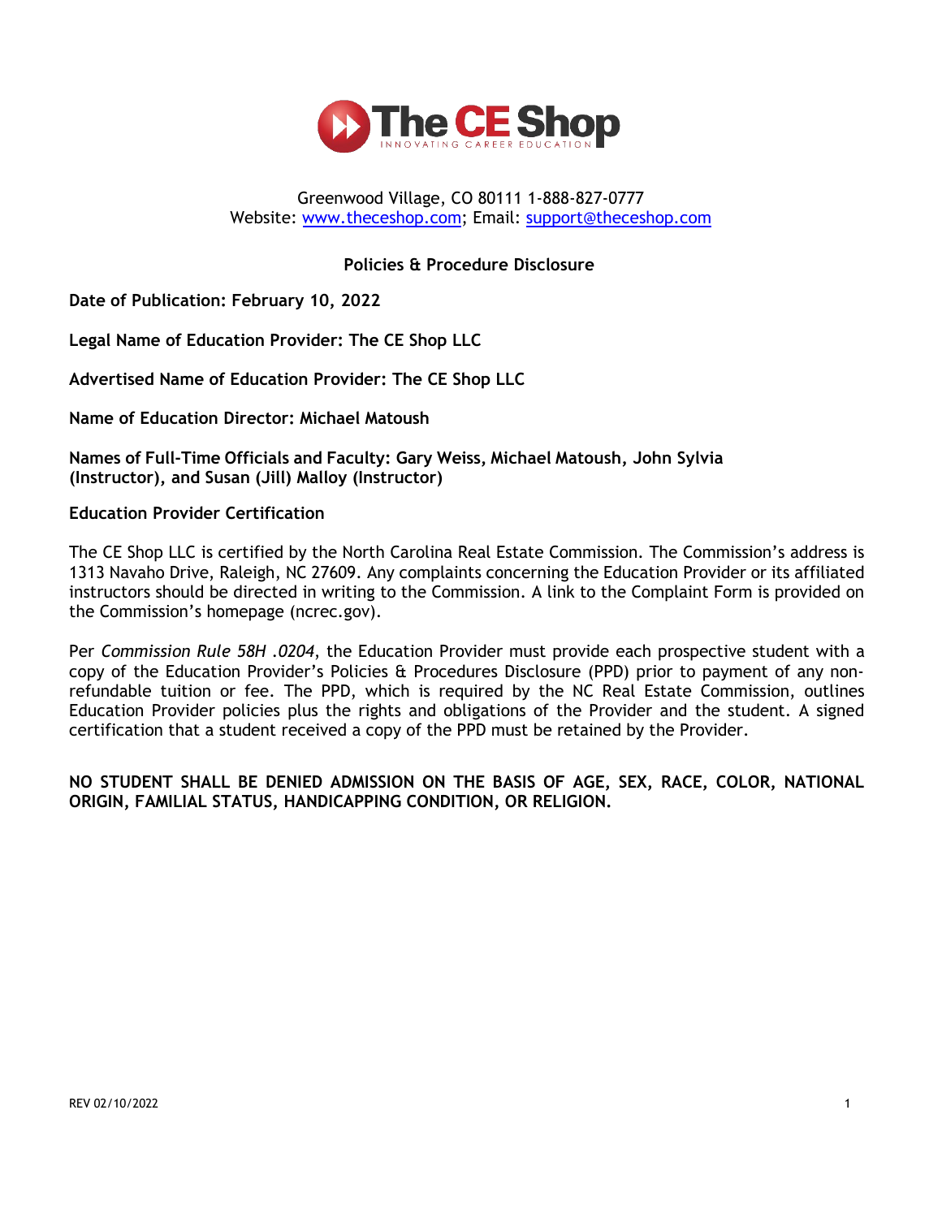# The CE Shop

INNOVATING CAREER EDUCATION

Greenwood Village, CO 80111 1-888-827-0777
Website: www.theceshop.com; Email: support@theceshop.com

## Policies & Procedure Disclosure

**Date of Publication: February 10, 2022**

**Legal Name of Education Provider: The CE Shop LLC**

**Advertised Name of Education Provider: The CE Shop LLC**

**Name of Education Director: Michael Matoush**

**Names of Full-Time Officials and Faculty: Gary Weiss, Michael Matoush, John Sylvia (Instructor), and Susan (Jill) Malloy (Instructor)**

**Education Provider Certification**

The CE Shop LLC is certified by the North Carolina Real Estate Commission. The Commission's address is 1313 Navaho Drive, Raleigh, NC 27609. Any complaints concerning the Education Provider or its affiliated instructors should be directed in writing to the Commission. A link to the Complaint Form is provided on the Commission's homepage (ncrec.gov).

Per *Commission Rule 58H .0204*, the Education Provider must provide each prospective student with a copy of the Education Provider's Policies & Procedures Disclosure (PPD) prior to payment of any non-refundable tuition or fee. The PPD, which is required by the NC Real Estate Commission, outlines Education Provider policies plus the rights and obligations of the Provider and the student. A signed certification that a student received a copy of the PPD must be retained by the Provider.

**NO STUDENT SHALL BE DENIED ADMISSION ON THE BASIS OF AGE, SEX, RACE, COLOR, NATIONAL ORIGIN, FAMILIAL STATUS, HANDICAPPING CONDITION, OR RELIGION.**

REV 02/10/2022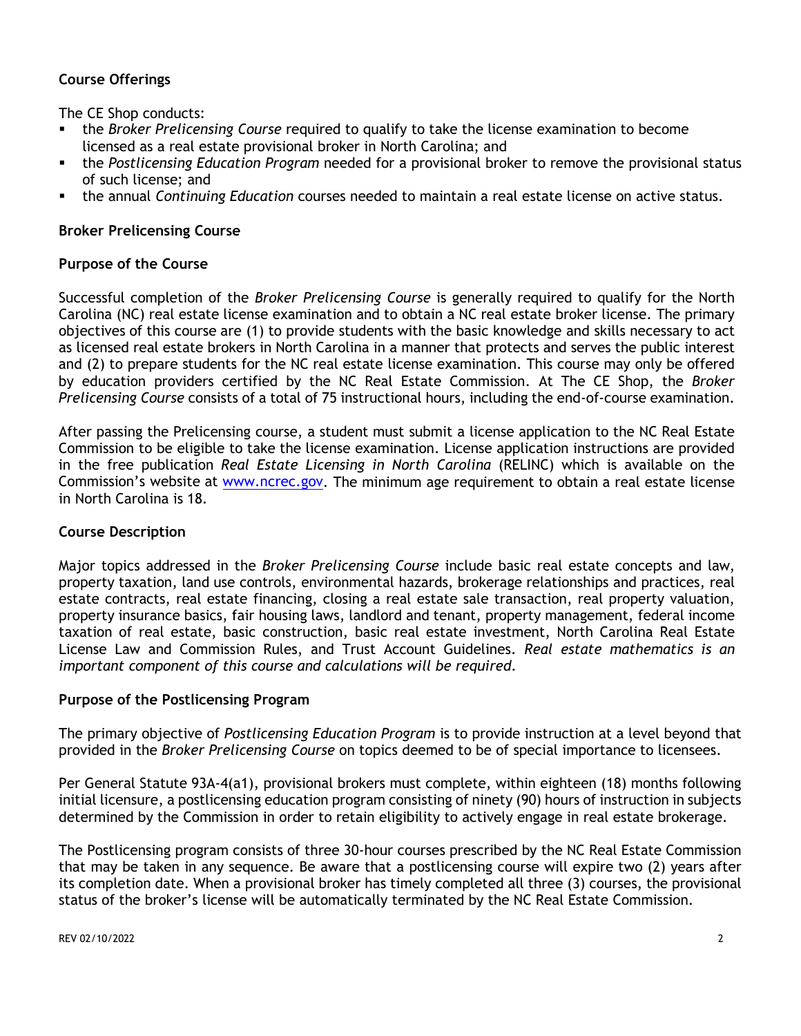## Course Offerings

The CE Shop conducts:

- the *Broker Prelicensing Course* required to qualify to take the license examination to become licensed as a real estate provisional broker in North Carolina; and
- the *Postlicensing Education Program* needed for a provisional broker to remove the provisional status of such license; and
- the annual *Continuing Education* courses needed to maintain a real estate license on active status.

## Broker Prelicensing Course

### Purpose of the Course

Successful completion of the *Broker Prelicensing Course* is generally required to qualify for the North Carolina (NC) real estate license examination and to obtain a NC real estate broker license. The primary objectives of this course are (1) to provide students with the basic knowledge and skills necessary to act as licensed real estate brokers in North Carolina in a manner that protects and serves the public interest and (2) to prepare students for the NC real estate license examination. This course may only be offered by education providers certified by the NC Real Estate Commission. At The CE Shop, the *Broker Prelicensing Course* consists of a total of 75 instructional hours, including the end-of-course examination.

After passing the Prelicensing course, a student must submit a license application to the NC Real Estate Commission to be eligible to take the license examination. License application instructions are provided in the free publication *Real Estate Licensing in North Carolina* (RELINC) which is available on the Commission's website at [www.ncrec.gov](www.ncrec.gov). The minimum age requirement to obtain a real estate license in North Carolina is 18.

### Course Description

Major topics addressed in the *Broker Prelicensing Course* include basic real estate concepts and law, property taxation, land use controls, environmental hazards, brokerage relationships and practices, real estate contracts, real estate financing, closing a real estate sale transaction, real property valuation, property insurance basics, fair housing laws, landlord and tenant, property management, federal income taxation of real estate, basic construction, basic real estate investment, North Carolina Real Estate License Law and Commission Rules, and Trust Account Guidelines. *Real estate mathematics is an important component of this course and calculations will be required.*

### Purpose of the Postlicensing Program

The primary objective of *Postlicensing Education Program* is to provide instruction at a level beyond that provided in the *Broker Prelicensing Course* on topics deemed to be of special importance to licensees.

Per General Statute 93A-4(a1), provisional brokers must complete, within eighteen (18) months following initial licensure, a postlicensing education program consisting of ninety (90) hours of instruction in subjects determined by the Commission in order to retain eligibility to actively engage in real estate brokerage.

The Postlicensing program consists of three 30-hour courses prescribed by the NC Real Estate Commission that may be taken in any sequence. Be aware that a postlicensing course will expire two (2) years after its completion date. When a provisional broker has timely completed all three (3) courses, the provisional status of the broker's license will be automatically terminated by the NC Real Estate Commission.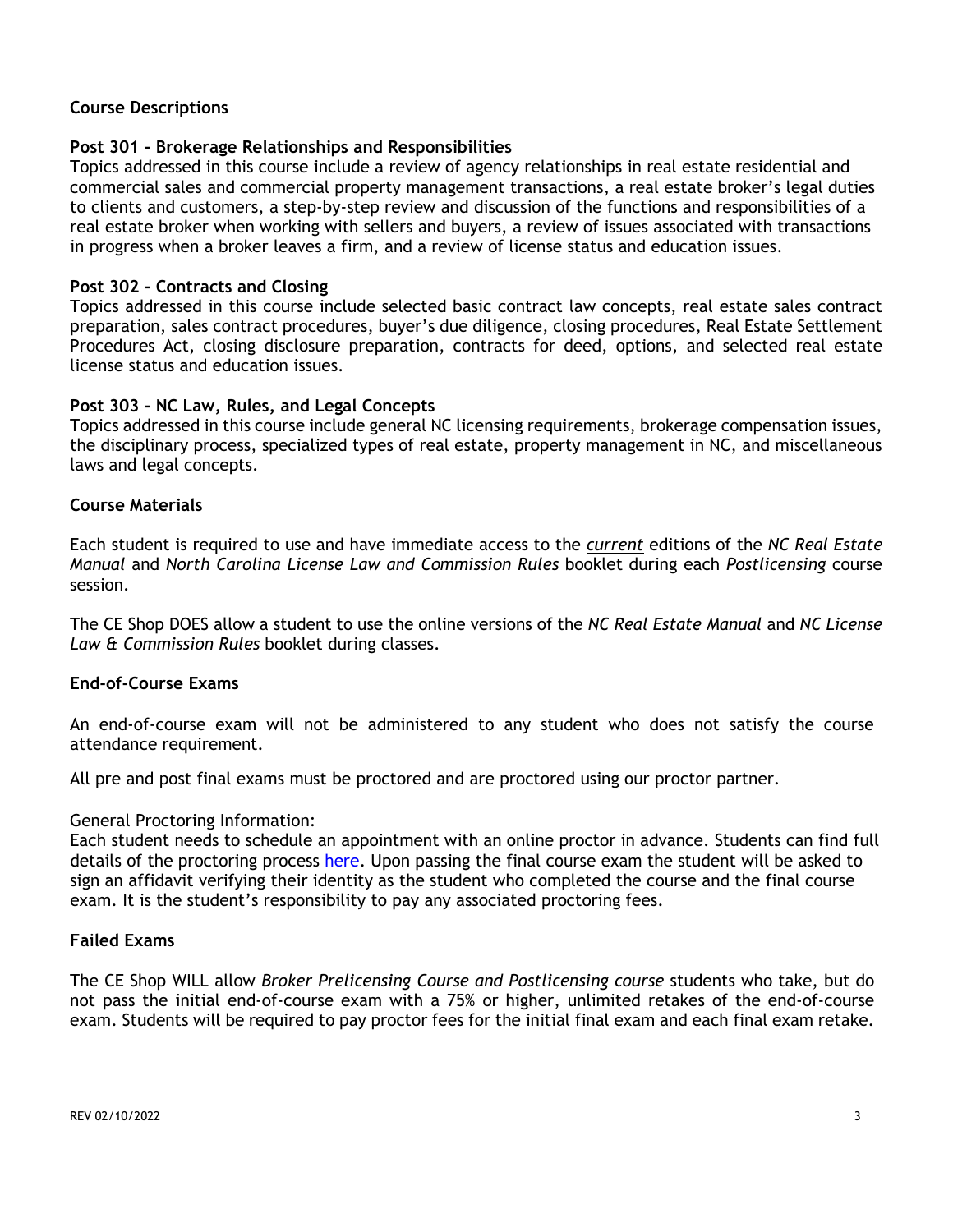## Course Descriptions

### Post 301 - Brokerage Relationships and Responsibilities

Topics addressed in this course include a review of agency relationships in real estate residential and commercial sales and commercial property management transactions, a real estate broker's legal duties to clients and customers, a step-by-step review and discussion of the functions and responsibilities of a real estate broker when working with sellers and buyers, a review of issues associated with transactions in progress when a broker leaves a firm, and a review of license status and education issues.

### Post 302 - Contracts and Closing

Topics addressed in this course include selected basic contract law concepts, real estate sales contract preparation, sales contract procedures, buyer's due diligence, closing procedures, Real Estate Settlement Procedures Act, closing disclosure preparation, contracts for deed, options, and selected real estate license status and education issues.

### Post 303 - NC Law, Rules, and Legal Concepts

Topics addressed in this course include general NC licensing requirements, brokerage compensation issues, the disciplinary process, specialized types of real estate, property management in NC, and miscellaneous laws and legal concepts.

## Course Materials

Each student is required to use and have immediate access to the <u>*current*</u> editions of the *NC Real Estate Manual* and *North Carolina License Law and Commission Rules* booklet during each *Postlicensing* course session.

The CE Shop DOES allow a student to use the online versions of the *NC Real Estate Manual* and *NC License Law & Commission Rules* booklet during classes.

## End-of-Course Exams

An end-of-course exam will not be administered to any student who does not satisfy the course attendance requirement.

All pre and post final exams must be proctored and are proctored using our proctor partner.

General Proctoring Information:
Each student needs to schedule an appointment with an online proctor in advance. Students can find full details of the proctoring process here. Upon passing the final course exam the student will be asked to sign an affidavit verifying their identity as the student who completed the course and the final course exam. It is the student's responsibility to pay any associated proctoring fees.

## Failed Exams

The CE Shop WILL allow *Broker Prelicensing Course and Postlicensing course* students who take, but do not pass the initial end-of-course exam with a 75% or higher, unlimited retakes of the end-of-course exam. Students will be required to pay proctor fees for the initial final exam and each final exam retake.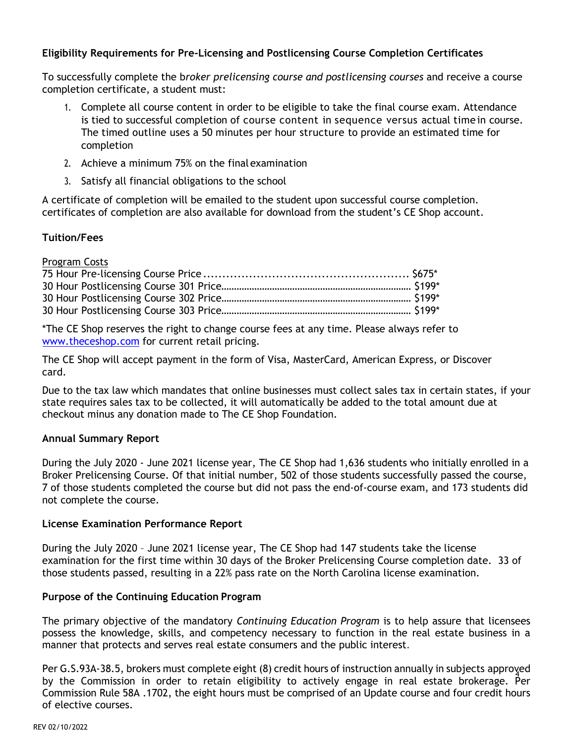### Eligibility Requirements for Pre-Licensing and Postlicensing Course Completion Certificates

To successfully complete the b*roker prelicensing course and postlicensing courses* and receive a course completion certificate, a student must:

1. Complete all course content in order to be eligible to take the final course exam. Attendance is tied to successful completion of course content in sequence versus actual time in course. The timed outline uses a 50 minutes per hour structure to provide an estimated time for completion
2. Achieve a minimum 75% on the final examination
3. Satisfy all financial obligations to the school

A certificate of completion will be emailed to the student upon successful course completion. certificates of completion are also available for download from the student's CE Shop account.

### Tuition/Fees

Program Costs

| Course | Price |
|---|---|
| 75 Hour Pre-licensing Course Price | $675* |
| 30 Hour Postlicensing Course 301 Price | $199* |
| 30 Hour Postlicensing Course 302 Price | $199* |
| 30 Hour Postlicensing Course 303 Price | $199* |

*The CE Shop reserves the right to change course fees at any time. Please always refer to www.theceshop.com for current retail pricing.

The CE Shop will accept payment in the form of Visa, MasterCard, American Express, or Discover card.

Due to the tax law which mandates that online businesses must collect sales tax in certain states, if your state requires sales tax to be collected, it will automatically be added to the total amount due at checkout minus any donation made to The CE Shop Foundation.

### Annual Summary Report

During the July 2020 - June 2021 license year, The CE Shop had 1,636 students who initially enrolled in a Broker Prelicensing Course. Of that initial number, 502 of those students successfully passed the course, 7 of those students completed the course but did not pass the end-of-course exam, and 173 students did not complete the course.

### License Examination Performance Report

During the July 2020 – June 2021 license year, The CE Shop had 147 students take the license examination for the first time within 30 days of the Broker Prelicensing Course completion date. 33 of those students passed, resulting in a 22% pass rate on the North Carolina license examination.

### Purpose of the Continuing Education Program

The primary objective of the mandatory *Continuing Education Program* is to help assure that licensees possess the knowledge, skills, and competency necessary to function in the real estate business in a manner that protects and serves real estate consumers and the public interest.

Per G.S.93A-38.5, brokers must complete eight (8) credit hours of instruction annually in subjects approved by the Commission in order to retain eligibility to actively engage in real estate brokerage. Per Commission Rule 58A .1702, the eight hours must be comprised of an Update course and four credit hours of elective courses.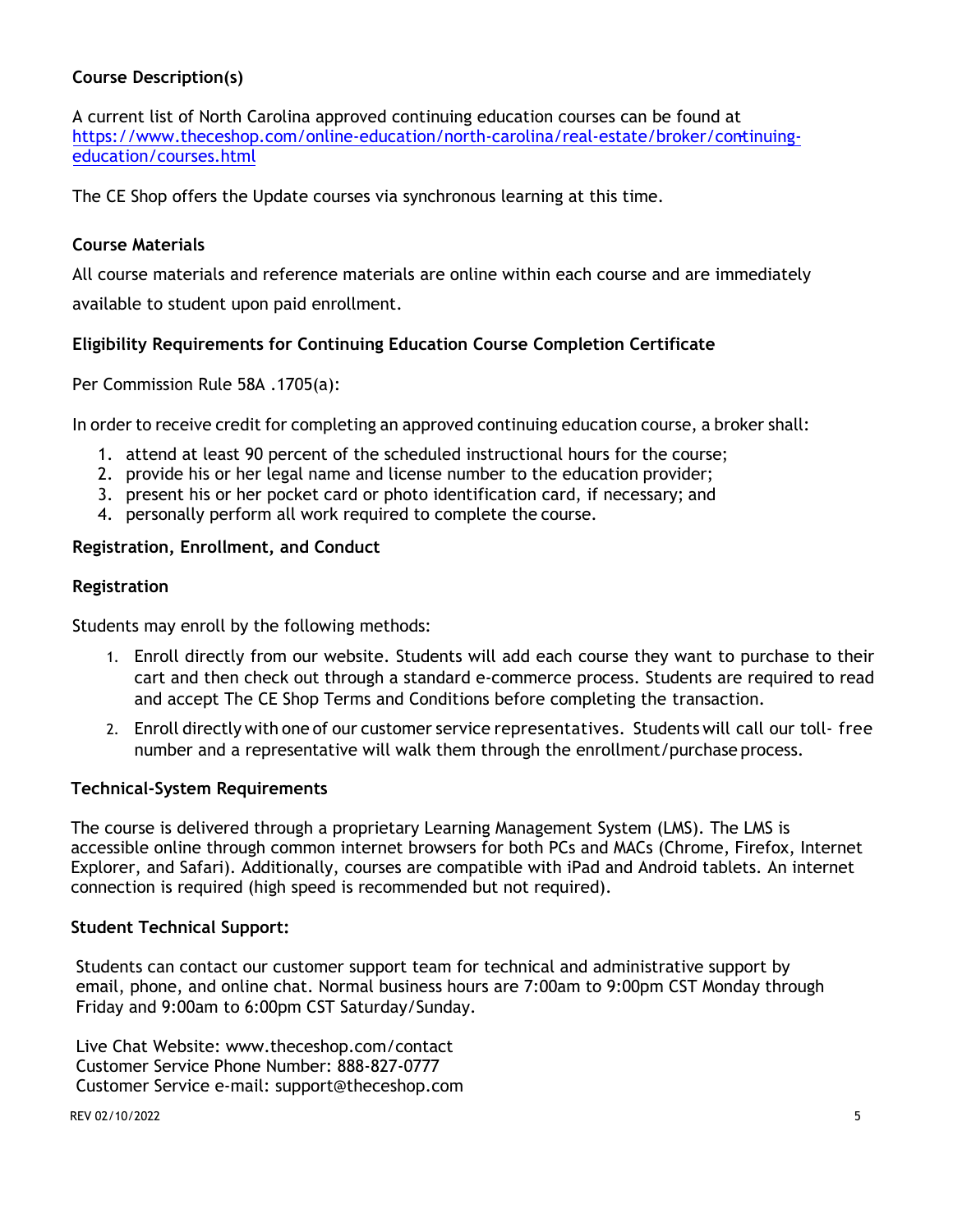**Course Description(s)**

A current list of North Carolina approved continuing education courses can be found at https://www.theceshop.com/online-education/north-carolina/real-estate/broker/continuing-education/courses.html

The CE Shop offers the Update courses via synchronous learning at this time.

**Course Materials**

All course materials and reference materials are online within each course and are immediately available to student upon paid enrollment.

**Eligibility Requirements for Continuing Education Course Completion Certificate**

Per Commission Rule 58A .1705(a):

In order to receive credit for completing an approved continuing education course, a broker shall:

1. attend at least 90 percent of the scheduled instructional hours for the course;
2. provide his or her legal name and license number to the education provider;
3. present his or her pocket card or photo identification card, if necessary; and
4. personally perform all work required to complete the course.

**Registration, Enrollment, and Conduct**

**Registration**

Students may enroll by the following methods:

1. Enroll directly from our website. Students will add each course they want to purchase to their cart and then check out through a standard e-commerce process. Students are required to read and accept The CE Shop Terms and Conditions before completing the transaction.
2. Enroll directly with one of our customer service representatives. Students will call our toll- free number and a representative will walk them through the enrollment/purchase process.

**Technical-System Requirements**

The course is delivered through a proprietary Learning Management System (LMS). The LMS is accessible online through common internet browsers for both PCs and MACs (Chrome, Firefox, Internet Explorer, and Safari). Additionally, courses are compatible with iPad and Android tablets. An internet connection is required (high speed is recommended but not required).

**Student Technical Support:**

Students can contact our customer support team for technical and administrative support by email, phone, and online chat. Normal business hours are 7:00am to 9:00pm CST Monday through Friday and 9:00am to 6:00pm CST Saturday/Sunday.

Live Chat Website: www.theceshop.com/contact
Customer Service Phone Number: 888-827-0777
Customer Service e-mail: support@theceshop.com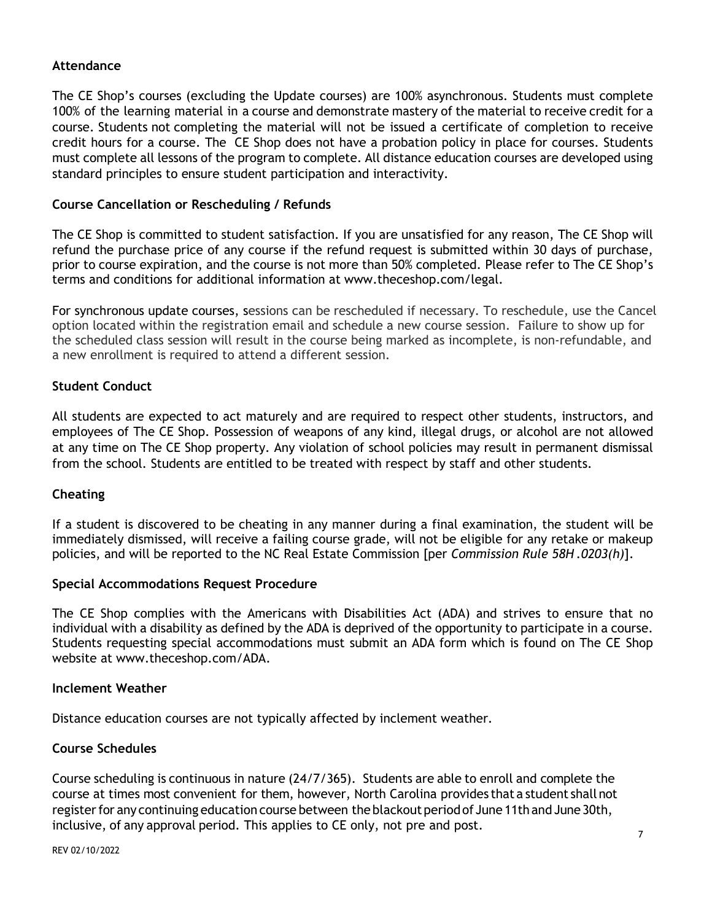### Attendance

The CE Shop's courses (excluding the Update courses) are 100% asynchronous. Students must complete 100% of the learning material in a course and demonstrate mastery of the material to receive credit for a course. Students not completing the material will not be issued a certificate of completion to receive credit hours for a course. The CE Shop does not have a probation policy in place for courses. Students must complete all lessons of the program to complete. All distance education courses are developed using standard principles to ensure student participation and interactivity.

### Course Cancellation or Rescheduling / Refunds

The CE Shop is committed to student satisfaction. If you are unsatisfied for any reason, The CE Shop will refund the purchase price of any course if the refund request is submitted within 30 days of purchase, prior to course expiration, and the course is not more than 50% completed. Please refer to The CE Shop's terms and conditions for additional information at www.theceshop.com/legal.

For synchronous update courses, sessions can be rescheduled if necessary. To reschedule, use the Cancel option located within the registration email and schedule a new course session. Failure to show up for the scheduled class session will result in the course being marked as incomplete, is non-refundable, and a new enrollment is required to attend a different session.

### Student Conduct

All students are expected to act maturely and are required to respect other students, instructors, and employees of The CE Shop. Possession of weapons of any kind, illegal drugs, or alcohol are not allowed at any time on The CE Shop property. Any violation of school policies may result in permanent dismissal from the school. Students are entitled to be treated with respect by staff and other students.

### Cheating

If a student is discovered to be cheating in any manner during a final examination, the student will be immediately dismissed, will receive a failing course grade, will not be eligible for any retake or makeup policies, and will be reported to the NC Real Estate Commission [per *Commission Rule 58H .0203(h)*].

### Special Accommodations Request Procedure

The CE Shop complies with the Americans with Disabilities Act (ADA) and strives to ensure that no individual with a disability as defined by the ADA is deprived of the opportunity to participate in a course. Students requesting special accommodations must submit an ADA form which is found on The CE Shop website at www.theceshop.com/ADA.

### Inclement Weather

Distance education courses are not typically affected by inclement weather.

### Course Schedules

Course scheduling is continuous in nature (24/7/365). Students are able to enroll and complete the course at times most convenient for them, however, North Carolina provides that a student shall not register for any continuing education course between the blackout period of June 11th and June 30th, inclusive, of any approval period. This applies to CE only, not pre and post.

REV 02/10/2022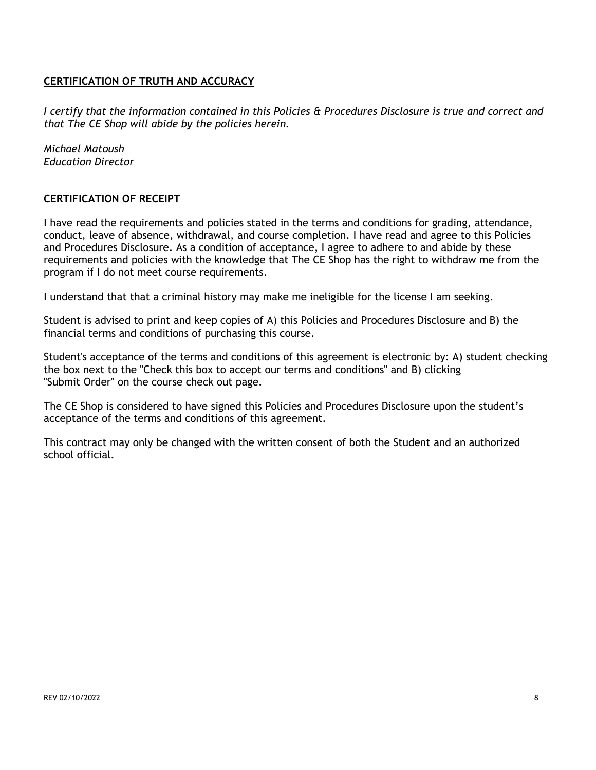## <u>CERTIFICATION OF TRUTH AND ACCURACY</u>

*I certify that the information contained in this Policies & Procedures Disclosure is true and correct and that The CE Shop will abide by the policies herein.*

*Michael Matoush*
*Education Director*

## CERTIFICATION OF RECEIPT

I have read the requirements and policies stated in the terms and conditions for grading, attendance, conduct, leave of absence, withdrawal, and course completion. I have read and agree to this Policies and Procedures Disclosure. As a condition of acceptance, I agree to adhere to and abide by these requirements and policies with the knowledge that The CE Shop has the right to withdraw me from the program if I do not meet course requirements.

I understand that that a criminal history may make me ineligible for the license I am seeking.

Student is advised to print and keep copies of A) this Policies and Procedures Disclosure and B) the financial terms and conditions of purchasing this course.

Student's acceptance of the terms and conditions of this agreement is electronic by: A) student checking the box next to the "Check this box to accept our terms and conditions" and B) clicking "Submit Order" on the course check out page.

The CE Shop is considered to have signed this Policies and Procedures Disclosure upon the student's acceptance of the terms and conditions of this agreement.

This contract may only be changed with the written consent of both the Student and an authorized school official.

REV 02/10/2022